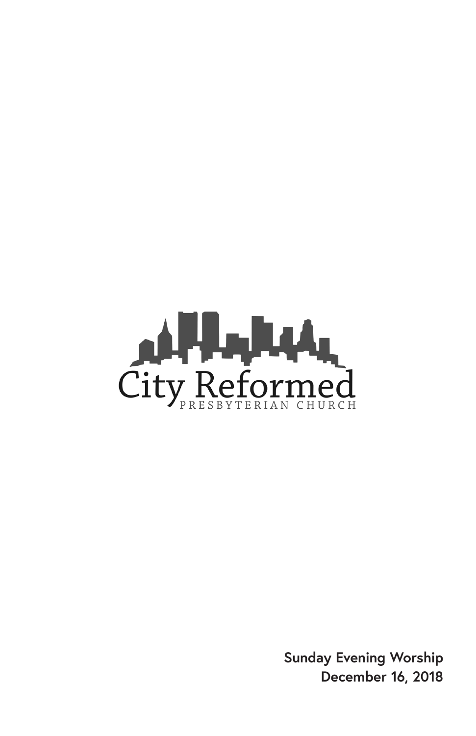City Reformed

PRESBYTERIAN CHURCH

**Sunday Evening Worship**
**December 16, 2018**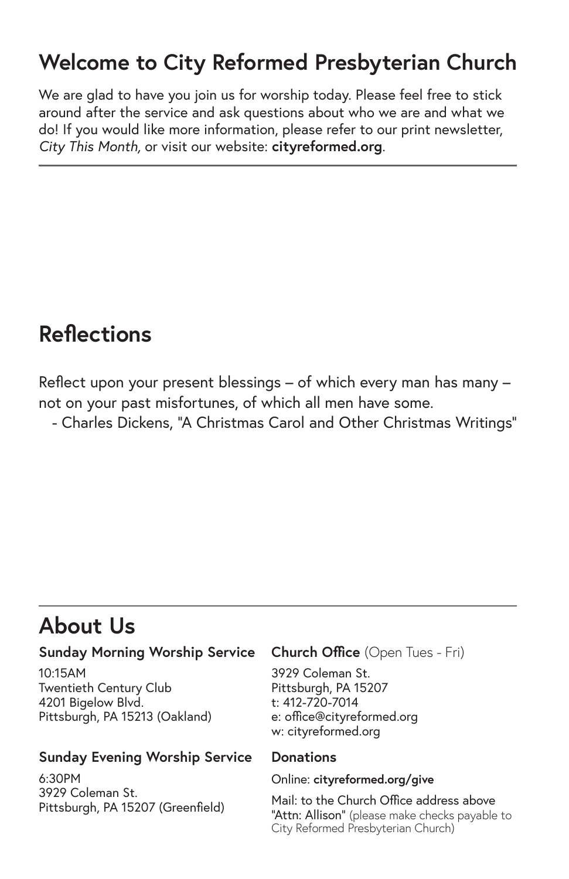## Welcome to City Reformed Presbyterian Church

We are glad to have you join us for worship today. Please feel free to stick around after the service and ask questions about who we are and what we do! If you would like more information, please refer to our print newsletter, *City This Month,* or visit our website: **cityreformed.org**.

---

## Reflections

Reflect upon your present blessings – of which every man has many – not on your past misfortunes, of which all men have some.

- Charles Dickens, "A Christmas Carol and Other Christmas Writings"

---

## About Us

**Sunday Morning Worship Service**

10:15AM
Twentieth Century Club
4201 Bigelow Blvd.
Pittsburgh, PA 15213 (Oakland)

**Sunday Evening Worship Service**

6:30PM
3929 Coleman St.
Pittsburgh, PA 15207 (Greenfield)

**Church Office** (Open Tues - Fri)

3929 Coleman St.
Pittsburgh, PA 15207
t: 412-720-7014
e: office@cityreformed.org
w: cityreformed.org

**Donations**

Online: **cityreformed.org/give**

Mail: to the Church Office address above "Attn: Allison" (please make checks payable to City Reformed Presbyterian Church)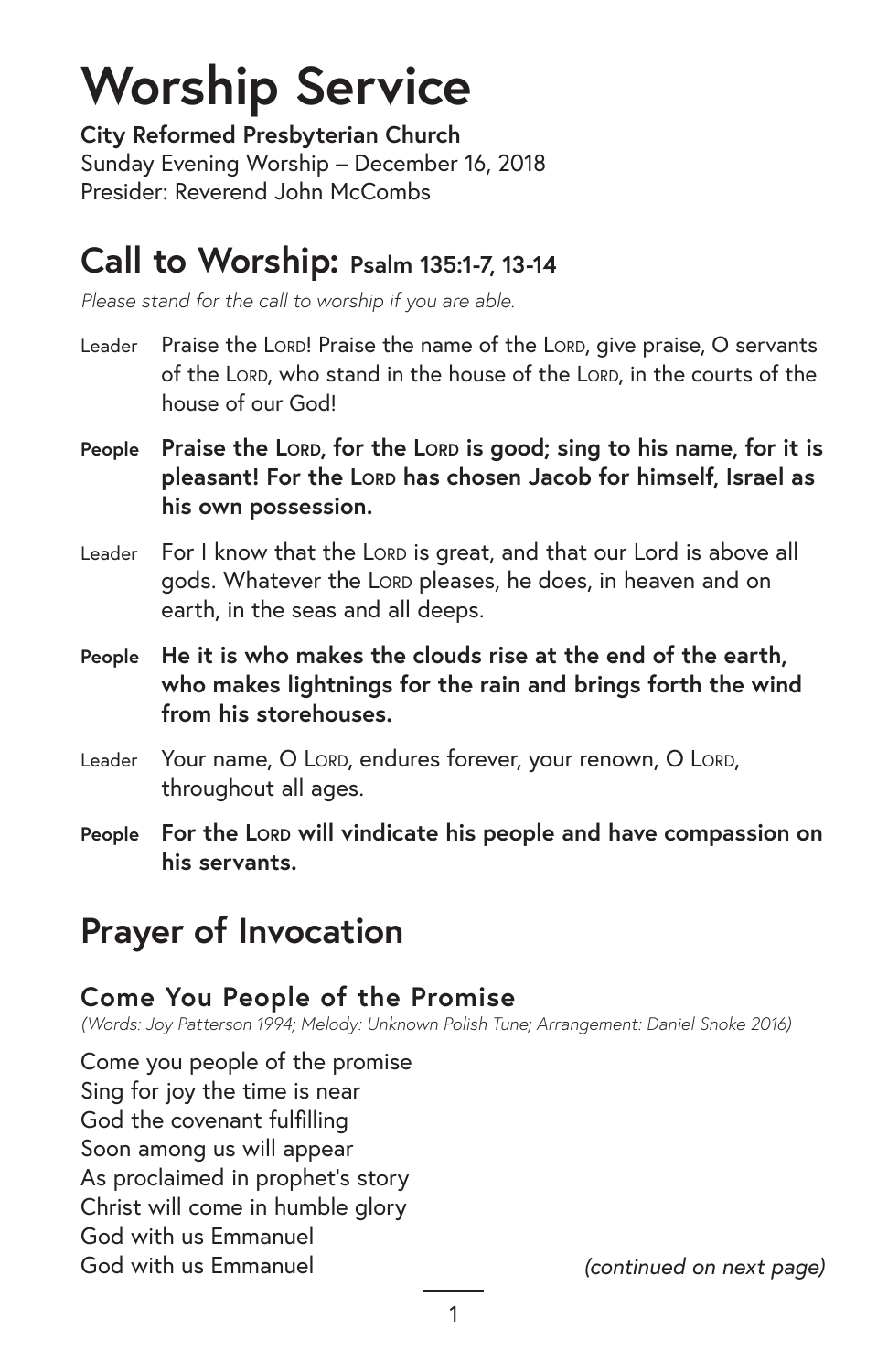# Worship Service

**City Reformed Presbyterian Church**
Sunday Evening Worship – December 16, 2018
Presider: Reverend John McCombs

## Call to Worship: Psalm 135:1-7, 13-14

*Please stand for the call to worship if you are able.*

Leader Praise the LORD! Praise the name of the LORD, give praise, O servants of the LORD, who stand in the house of the LORD, in the courts of the house of our God!

**People Praise the LORD, for the LORD is good; sing to his name, for it is pleasant! For the LORD has chosen Jacob for himself, Israel as his own possession.**

Leader For I know that the LORD is great, and that our Lord is above all gods. Whatever the LORD pleases, he does, in heaven and on earth, in the seas and all deeps.

**People He it is who makes the clouds rise at the end of the earth, who makes lightnings for the rain and brings forth the wind from his storehouses.**

Leader Your name, O LORD, endures forever, your renown, O LORD, throughout all ages.

**People For the LORD will vindicate his people and have compassion on his servants.**

## Prayer of Invocation

### Come You People of the Promise

*(Words: Joy Patterson 1994; Melody: Unknown Polish Tune; Arrangement: Daniel Snoke 2016)*

Come you people of the promise
Sing for joy the time is near
God the covenant fulfilling
Soon among us will appear
As proclaimed in prophet's story
Christ will come in humble glory
God with us Emmanuel
God with us Emmanuel

*(continued on next page)*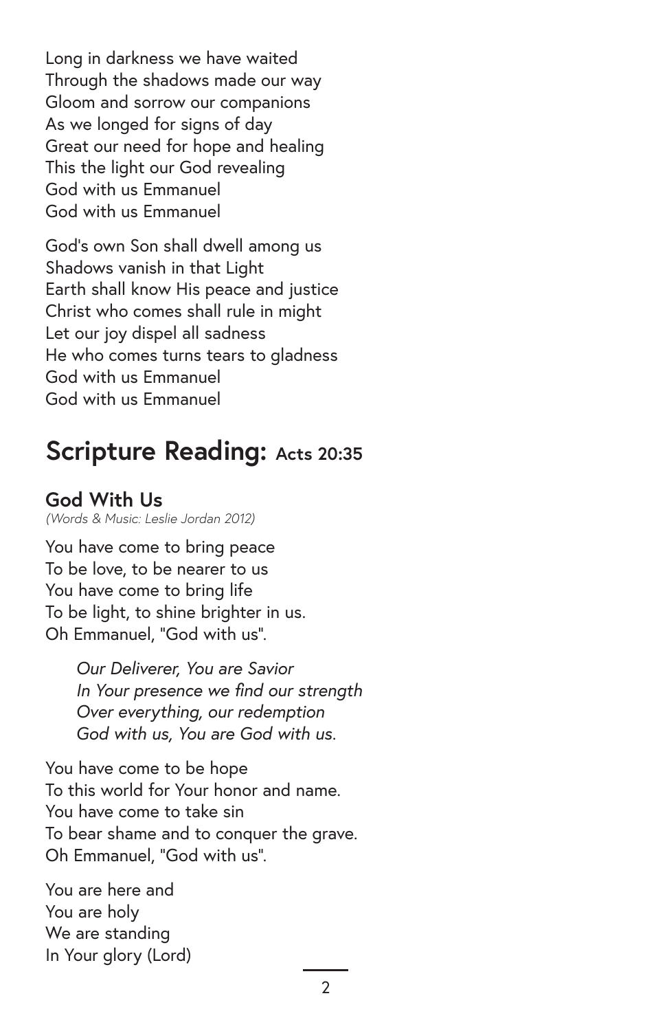Long in darkness we have waited
Through the shadows made our way
Gloom and sorrow our companions
As we longed for signs of day
Great our need for hope and healing
This the light our God revealing
God with us Emmanuel
God with us Emmanuel

God's own Son shall dwell among us
Shadows vanish in that Light
Earth shall know His peace and justice
Christ who comes shall rule in might
Let our joy dispel all sadness
He who comes turns tears to gladness
God with us Emmanuel
God with us Emmanuel

## Scripture Reading: Acts 20:35

### God With Us

*(Words & Music: Leslie Jordan 2012)*

You have come to bring peace
To be love, to be nearer to us
You have come to bring life
To be light, to shine brighter in us.
Oh Emmanuel, "God with us".

*Our Deliverer, You are Savior*
*In Your presence we find our strength*
*Over everything, our redemption*
*God with us, You are God with us.*

You have come to be hope
To this world for Your honor and name.
You have come to take sin
To bear shame and to conquer the grave.
Oh Emmanuel, "God with us".

You are here and
You are holy
We are standing
In Your glory (Lord)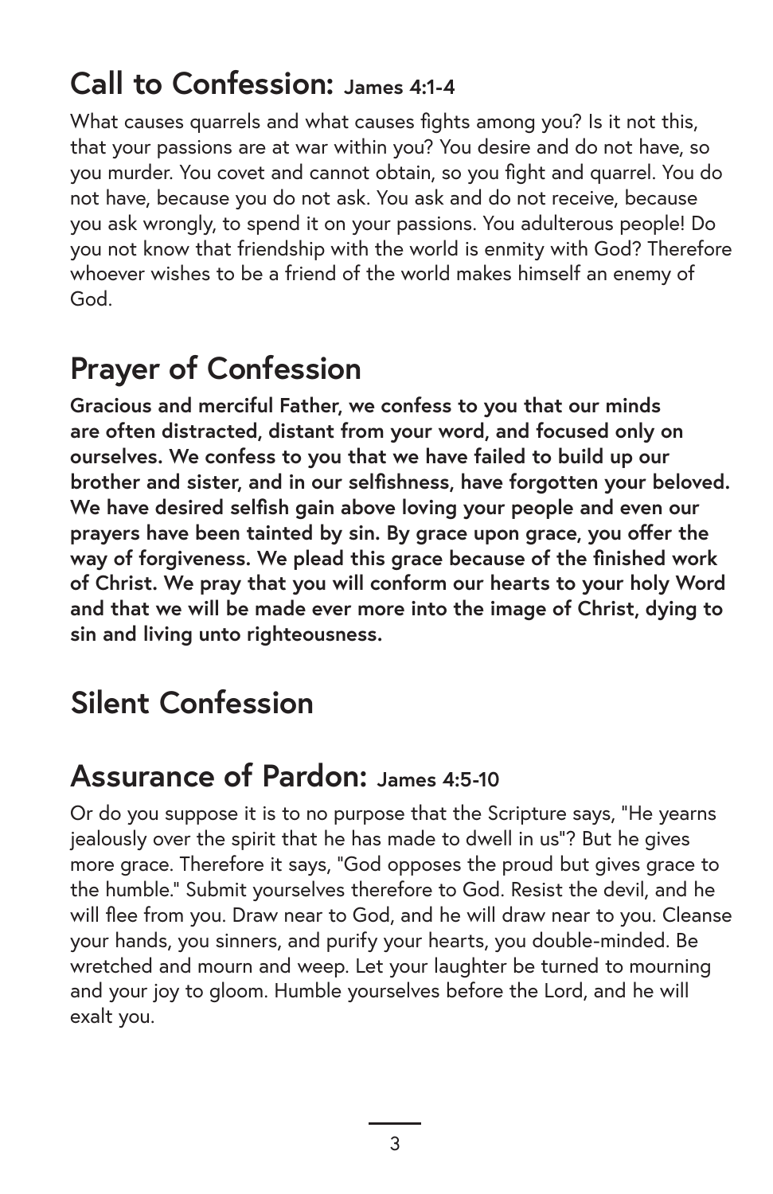## Call to Confession: James 4:1-4

What causes quarrels and what causes fights among you? Is it not this, that your passions are at war within you? You desire and do not have, so you murder. You covet and cannot obtain, so you fight and quarrel. You do not have, because you do not ask. You ask and do not receive, because you ask wrongly, to spend it on your passions. You adulterous people! Do you not know that friendship with the world is enmity with God? Therefore whoever wishes to be a friend of the world makes himself an enemy of God.

## Prayer of Confession

**Gracious and merciful Father, we confess to you that our minds are often distracted, distant from your word, and focused only on ourselves. We confess to you that we have failed to build up our brother and sister, and in our selfishness, have forgotten your beloved. We have desired selfish gain above loving your people and even our prayers have been tainted by sin. By grace upon grace, you offer the way of forgiveness. We plead this grace because of the finished work of Christ. We pray that you will conform our hearts to your holy Word and that we will be made ever more into the image of Christ, dying to sin and living unto righteousness.**

## Silent Confession

## Assurance of Pardon: James 4:5-10

Or do you suppose it is to no purpose that the Scripture says, "He yearns jealously over the spirit that he has made to dwell in us"? But he gives more grace. Therefore it says, "God opposes the proud but gives grace to the humble." Submit yourselves therefore to God. Resist the devil, and he will flee from you. Draw near to God, and he will draw near to you. Cleanse your hands, you sinners, and purify your hearts, you double-minded. Be wretched and mourn and weep. Let your laughter be turned to mourning and your joy to gloom. Humble yourselves before the Lord, and he will exalt you.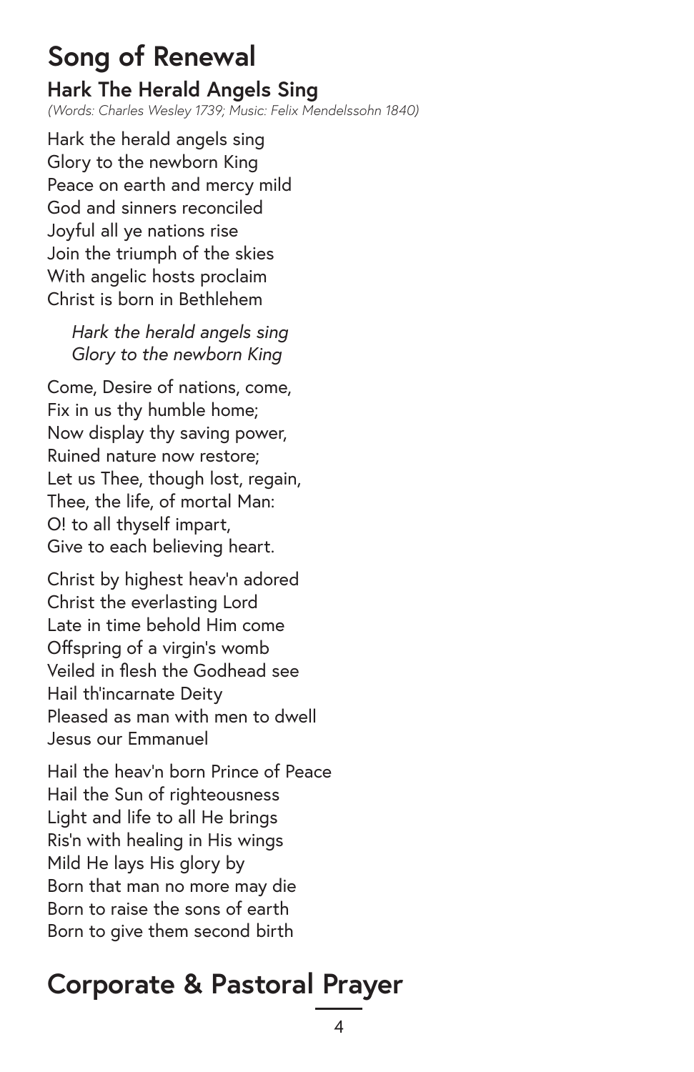# Song of Renewal

### Hark The Herald Angels Sing

*(Words: Charles Wesley 1739; Music: Felix Mendelssohn 1840)*

Hark the herald angels sing
Glory to the newborn King
Peace on earth and mercy mild
God and sinners reconciled
Joyful all ye nations rise
Join the triumph of the skies
With angelic hosts proclaim
Christ is born in Bethlehem

> *Hark the herald angels sing*
> *Glory to the newborn King*

Come, Desire of nations, come,
Fix in us thy humble home;
Now display thy saving power,
Ruined nature now restore;
Let us Thee, though lost, regain,
Thee, the life, of mortal Man:
O! to all thyself impart,
Give to each believing heart.

Christ by highest heav'n adored
Christ the everlasting Lord
Late in time behold Him come
Offspring of a virgin's womb
Veiled in flesh the Godhead see
Hail th'incarnate Deity
Pleased as man with men to dwell
Jesus our Emmanuel

Hail the heav'n born Prince of Peace
Hail the Sun of righteousness
Light and life to all He brings
Ris'n with healing in His wings
Mild He lays His glory by
Born that man no more may die
Born to raise the sons of earth
Born to give them second birth

# Corporate & Pastoral Prayer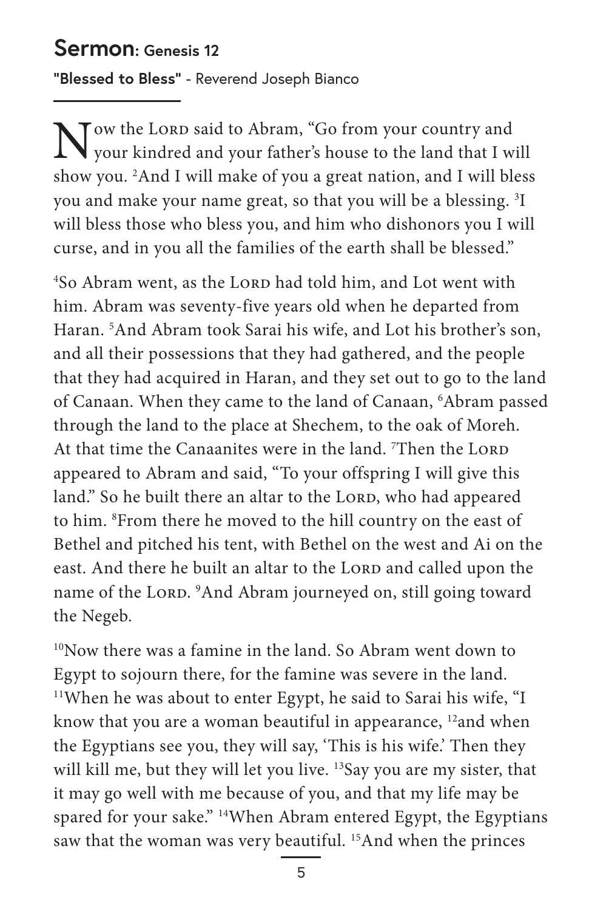## Sermon: Genesis 12

**"Blessed to Bless"** - Reverend Joseph Bianco

Now the Lord said to Abram, "Go from your country and your kindred and your father's house to the land that I will show you. [2]And I will make of you a great nation, and I will bless you and make your name great, so that you will be a blessing. [3]I will bless those who bless you, and him who dishonors you I will curse, and in you all the families of the earth shall be blessed."

[4]So Abram went, as the Lord had told him, and Lot went with him. Abram was seventy-five years old when he departed from Haran. [5]And Abram took Sarai his wife, and Lot his brother's son, and all their possessions that they had gathered, and the people that they had acquired in Haran, and they set out to go to the land of Canaan. When they came to the land of Canaan, [6]Abram passed through the land to the place at Shechem, to the oak of Moreh. At that time the Canaanites were in the land. [7]Then the Lord appeared to Abram and said, "To your offspring I will give this land." So he built there an altar to the Lord, who had appeared to him. [8]From there he moved to the hill country on the east of Bethel and pitched his tent, with Bethel on the west and Ai on the east. And there he built an altar to the Lord and called upon the name of the Lord. [9]And Abram journeyed on, still going toward the Negeb.

[10]Now there was a famine in the land. So Abram went down to Egypt to sojourn there, for the famine was severe in the land. [11]When he was about to enter Egypt, he said to Sarai his wife, "I know that you are a woman beautiful in appearance, [12]and when the Egyptians see you, they will say, 'This is his wife.' Then they will kill me, but they will let you live. [13]Say you are my sister, that it may go well with me because of you, and that my life may be spared for your sake." [14]When Abram entered Egypt, the Egyptians saw that the woman was very beautiful. [15]And when the princes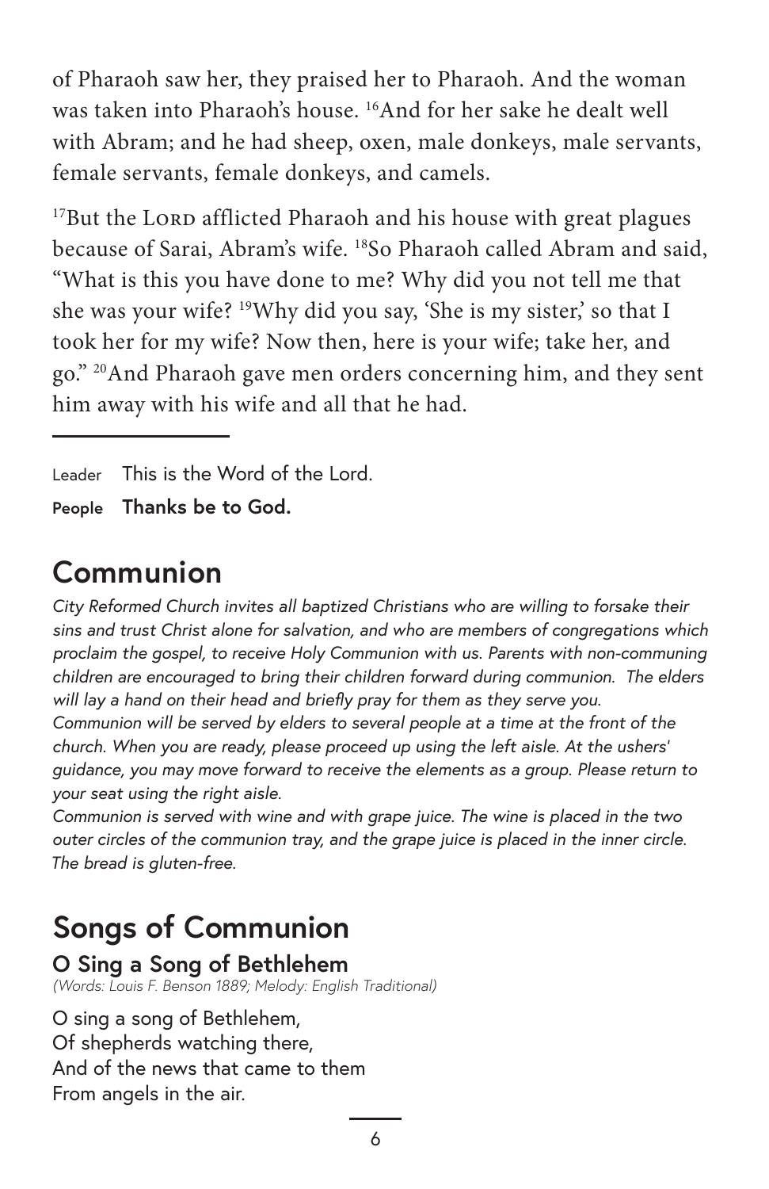of Pharaoh saw her, they praised her to Pharaoh. And the woman was taken into Pharaoh's house. [16]And for her sake he dealt well with Abram; and he had sheep, oxen, male donkeys, male servants, female servants, female donkeys, and camels.

[17]But the LORD afflicted Pharaoh and his house with great plagues because of Sarai, Abram's wife. [18]So Pharaoh called Abram and said, "What is this you have done to me? Why did you not tell me that she was your wife? [19]Why did you say, 'She is my sister,' so that I took her for my wife? Now then, here is your wife; take her, and go." [20]And Pharaoh gave men orders concerning him, and they sent him away with his wife and all that he had.

---

Leader This is the Word of the Lord.

**People Thanks be to God.**

## Communion

*City Reformed Church invites all baptized Christians who are willing to forsake their sins and trust Christ alone for salvation, and who are members of congregations which proclaim the gospel, to receive Holy Communion with us. Parents with non-communing children are encouraged to bring their children forward during communion. The elders will lay a hand on their head and briefly pray for them as they serve you.*

*Communion will be served by elders to several people at a time at the front of the church. When you are ready, please proceed up using the left aisle. At the ushers' guidance, you may move forward to receive the elements as a group. Please return to your seat using the right aisle.*

*Communion is served with wine and with grape juice. The wine is placed in the two outer circles of the communion tray, and the grape juice is placed in the inner circle. The bread is gluten-free.*

## Songs of Communion

### O Sing a Song of Bethlehem

*(Words: Louis F. Benson 1889; Melody: English Traditional)*

O sing a song of Bethlehem,
Of shepherds watching there,
And of the news that came to them
From angels in the air.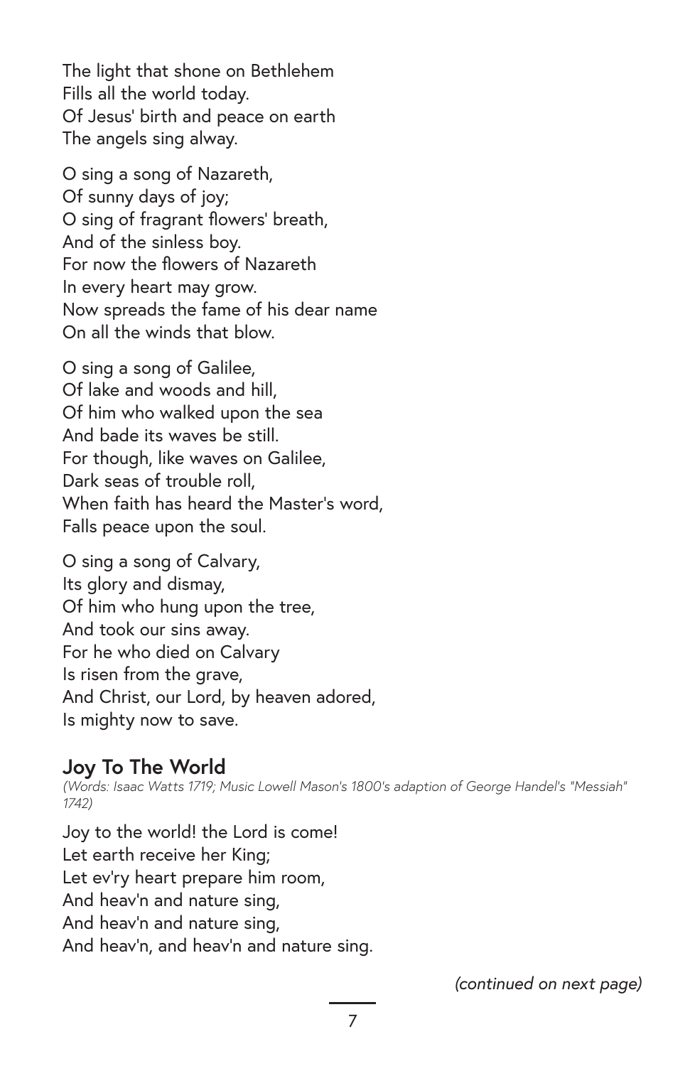The light that shone on Bethlehem
Fills all the world today.
Of Jesus' birth and peace on earth
The angels sing alway.

O sing a song of Nazareth,
Of sunny days of joy;
O sing of fragrant flowers' breath,
And of the sinless boy.
For now the flowers of Nazareth
In every heart may grow.
Now spreads the fame of his dear name
On all the winds that blow.

O sing a song of Galilee,
Of lake and woods and hill,
Of him who walked upon the sea
And bade its waves be still.
For though, like waves on Galilee,
Dark seas of trouble roll,
When faith has heard the Master's word,
Falls peace upon the soul.

O sing a song of Calvary,
Its glory and dismay,
Of him who hung upon the tree,
And took our sins away.
For he who died on Calvary
Is risen from the grave,
And Christ, our Lord, by heaven adored,
Is mighty now to save.

### Joy To The World

*(Words: Isaac Watts 1719; Music Lowell Mason's 1800's adaption of George Handel's "Messiah" 1742)*

Joy to the world! the Lord is come!
Let earth receive her King;
Let ev'ry heart prepare him room,
And heav'n and nature sing,
And heav'n and nature sing,
And heav'n, and heav'n and nature sing.

*(continued on next page)*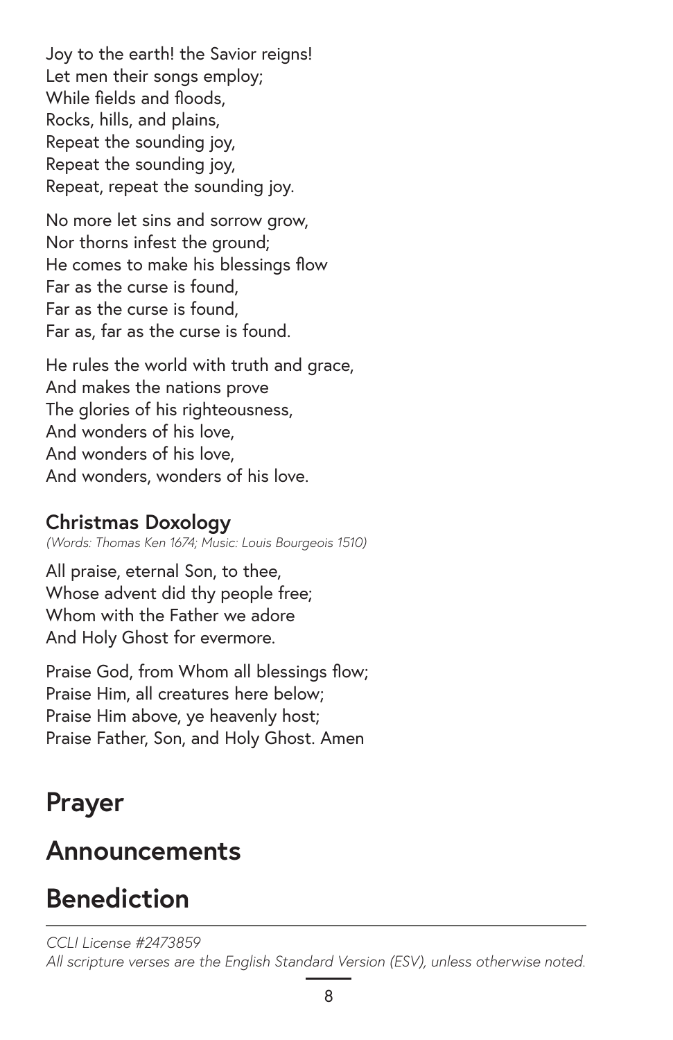Joy to the earth! the Savior reigns!
Let men their songs employ;
While fields and floods,
Rocks, hills, and plains,
Repeat the sounding joy,
Repeat the sounding joy,
Repeat, repeat the sounding joy.

No more let sins and sorrow grow,
Nor thorns infest the ground;
He comes to make his blessings flow
Far as the curse is found,
Far as the curse is found,
Far as, far as the curse is found.

He rules the world with truth and grace,
And makes the nations prove
The glories of his righteousness,
And wonders of his love,
And wonders of his love,
And wonders, wonders of his love.

### Christmas Doxology

*(Words: Thomas Ken 1674; Music: Louis Bourgeois 1510)*

All praise, eternal Son, to thee,
Whose advent did thy people free;
Whom with the Father we adore
And Holy Ghost for evermore.

Praise God, from Whom all blessings flow;
Praise Him, all creatures here below;
Praise Him above, ye heavenly host;
Praise Father, Son, and Holy Ghost. Amen

## Prayer

## Announcements

## Benediction

---

*CCLI License #2473859*
*All scripture verses are the English Standard Version (ESV), unless otherwise noted.*